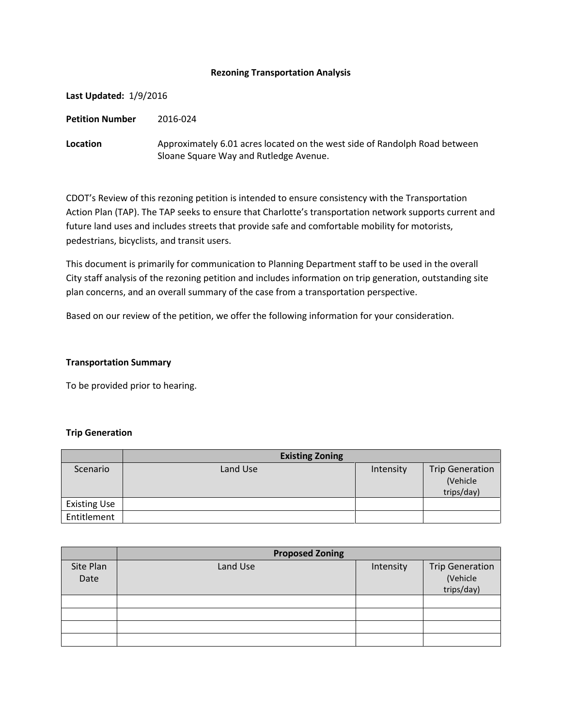# Rezoning Transportation Analysis

**Last Updated:** 1/9/2016

**Petition Number** 2016-024

**Location** Approximately 6.01 acres located on the west side of Randolph Road between Sloane Square Way and Rutledge Avenue.

CDOT's Review of this rezoning petition is intended to ensure consistency with the Transportation Action Plan (TAP). The TAP seeks to ensure that Charlotte's transportation network supports current and future land uses and includes streets that provide safe and comfortable mobility for motorists, pedestrians, bicyclists, and transit users.

This document is primarily for communication to Planning Department staff to be used in the overall City staff analysis of the rezoning petition and includes information on trip generation, outstanding site plan concerns, and an overall summary of the case from a transportation perspective.

Based on our review of the petition, we offer the following information for your consideration.

**Transportation Summary**

To be provided prior to hearing.

**Trip Generation**

| | Existing Zoning | | |
|---|---|---|---|
| Scenario | Land Use | Intensity | Trip Generation (Vehicle trips/day) |
| Existing Use | | | |
| Entitlement | | | |

| | Proposed Zoning | | |
|---|---|---|---|
| Site Plan Date | Land Use | Intensity | Trip Generation (Vehicle trips/day) |
| | | | |
| | | | |
| | | | |
| | | | |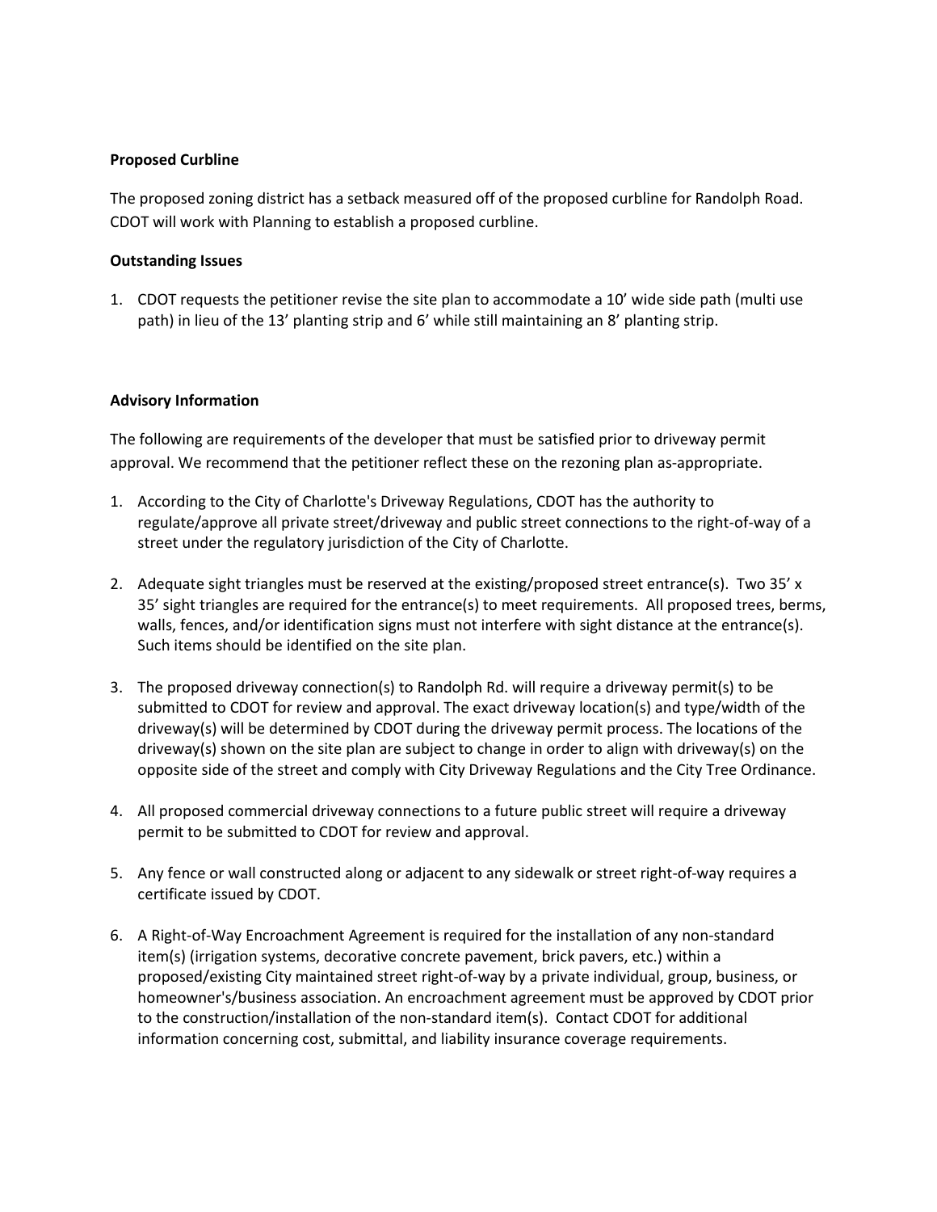**Proposed Curbline**

The proposed zoning district has a setback measured off of the proposed curbline for Randolph Road. CDOT will work with Planning to establish a proposed curbline.

**Outstanding Issues**

1. CDOT requests the petitioner revise the site plan to accommodate a 10' wide side path (multi use path) in lieu of the 13' planting strip and 6' while still maintaining an 8' planting strip.

**Advisory Information**

The following are requirements of the developer that must be satisfied prior to driveway permit approval. We recommend that the petitioner reflect these on the rezoning plan as-appropriate.

1. According to the City of Charlotte's Driveway Regulations, CDOT has the authority to regulate/approve all private street/driveway and public street connections to the right-of-way of a street under the regulatory jurisdiction of the City of Charlotte.
2. Adequate sight triangles must be reserved at the existing/proposed street entrance(s). Two 35' x 35' sight triangles are required for the entrance(s) to meet requirements. All proposed trees, berms, walls, fences, and/or identification signs must not interfere with sight distance at the entrance(s). Such items should be identified on the site plan.
3. The proposed driveway connection(s) to Randolph Rd. will require a driveway permit(s) to be submitted to CDOT for review and approval. The exact driveway location(s) and type/width of the driveway(s) will be determined by CDOT during the driveway permit process. The locations of the driveway(s) shown on the site plan are subject to change in order to align with driveway(s) on the opposite side of the street and comply with City Driveway Regulations and the City Tree Ordinance.
4. All proposed commercial driveway connections to a future public street will require a driveway permit to be submitted to CDOT for review and approval.
5. Any fence or wall constructed along or adjacent to any sidewalk or street right-of-way requires a certificate issued by CDOT.
6. A Right-of-Way Encroachment Agreement is required for the installation of any non-standard item(s) (irrigation systems, decorative concrete pavement, brick pavers, etc.) within a proposed/existing City maintained street right-of-way by a private individual, group, business, or homeowner's/business association. An encroachment agreement must be approved by CDOT prior to the construction/installation of the non-standard item(s). Contact CDOT for additional information concerning cost, submittal, and liability insurance coverage requirements.